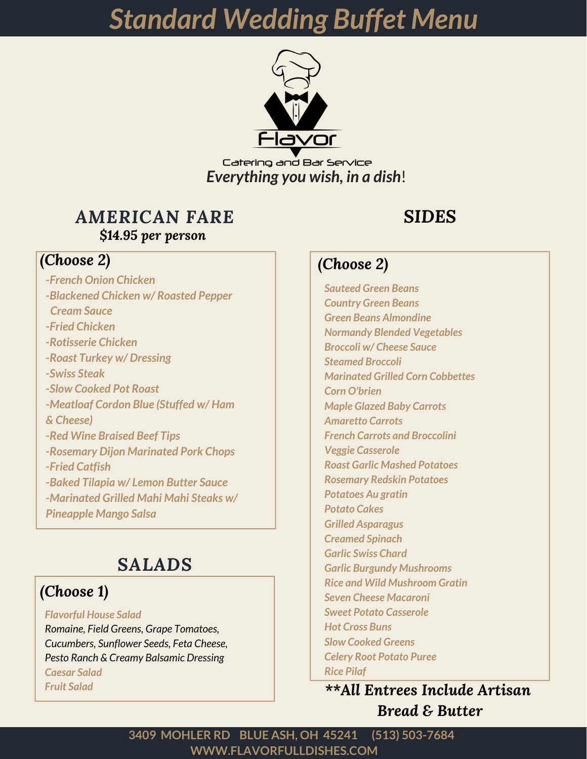# Standard Wedding Buffet Menu

Flavor

Catering and Bar Service

***Everything you wish, in a dish*!**

## AMERICAN FARE

***$14.95 per person***

***(Choose 2)***

*-French Onion Chicken*
*-Blackened Chicken w/ Roasted Pepper Cream Sauce*
*-Fried Chicken*
*-Rotisserie Chicken*
*-Roast Turkey w/ Dressing*
*-Swiss Steak*
*-Slow Cooked Pot Roast*
*-Meatloaf Cordon Blue (Stuffed w/ Ham & Cheese)*
*-Red Wine Braised Beef Tips*
*-Rosemary Dijon Marinated Pork Chops*
*-Fried Catfish*
*-Baked Tilapia w/ Lemon Butter Sauce*
*-Marinated Grilled Mahi Mahi Steaks w/ Pineapple Mango Salsa*

## SALADS

***(Choose 1)***

*Flavorful House Salad*
*Romaine, Field Greens, Grape Tomatoes, Cucumbers, Sunflower Seeds, Feta Cheese, Pesto Ranch & Creamy Balsamic Dressing*
*Caesar Salad*
*Fruit Salad*

## SIDES

***(Choose 2)***

*Sauteed Green Beans*
*Country Green Beans*
*Green Beans Almondine*
*Normandy Blended Vegetables*
*Broccoli w/ Cheese Sauce*
*Steamed Broccoli*
*Marinated Grilled Corn Cobbettes*
*Corn O'brien*
*Maple Glazed Baby Carrots*
*Amaretto Carrots*
*French Carrots and Broccolini*
*Veggie Casserole*
*Roast Garlic Mashed Potatoes*
*Rosemary Redskin Potatoes*
*Potatoes Au gratin*
*Potato Cakes*
*Grilled Asparagus*
*Creamed Spinach*
*Garlic Swiss Chard*
*Garlic Burgundy Mushrooms*
*Rice and Wild Mushroom Gratin*
*Seven Cheese Macaroni*
*Sweet Potato Casserole*
*Hot Cross Buns*
*Slow Cooked Greens*
*Celery Root Potato Puree*
*Rice Pilaf*

***\*\*All Entrees Include Artisan Bread & Butter***

**3409 MOHLER RD BLUE ASH, OH 45241 (513) 503-7684**
**WWW.FLAVORFULLDISHES.COM**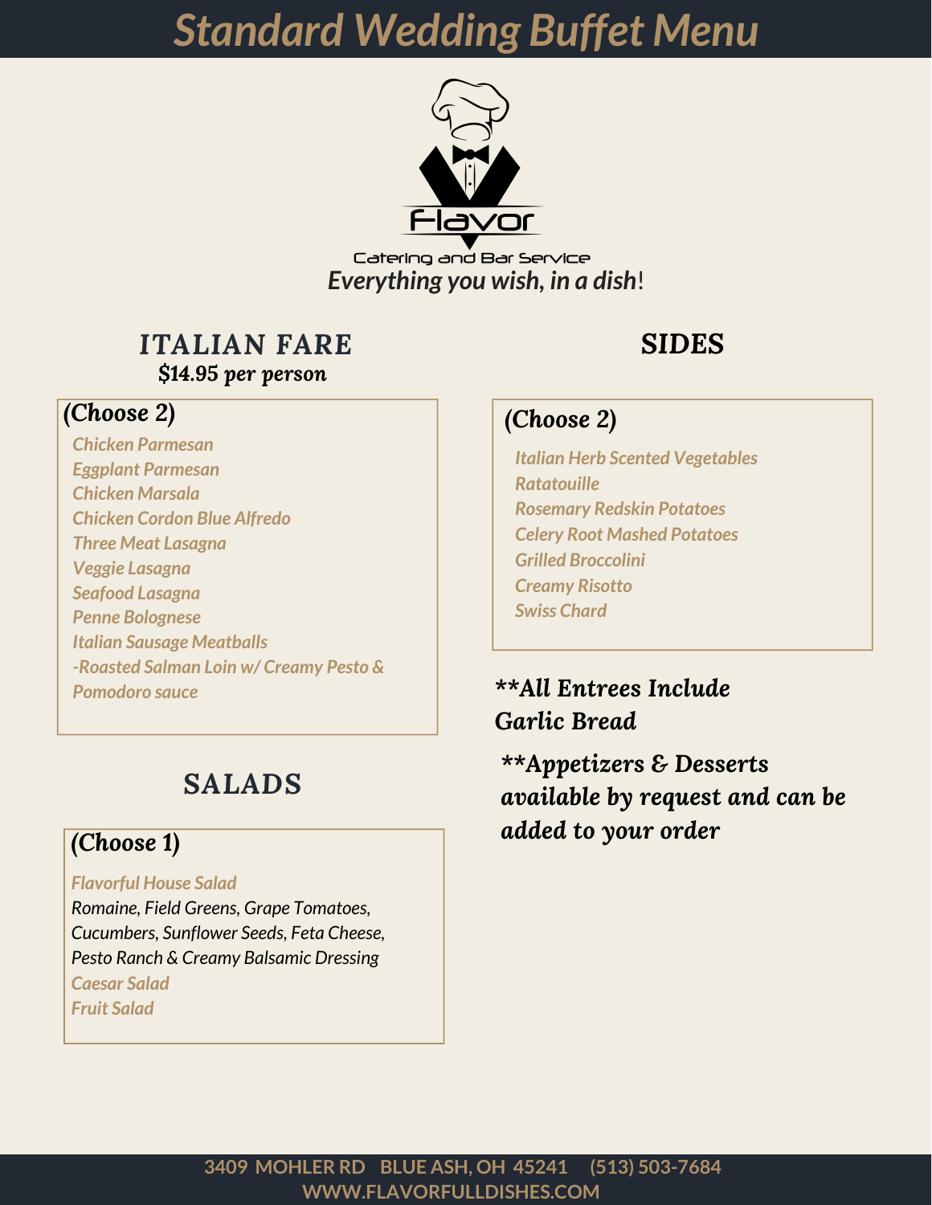# Standard Wedding Buffet Menu

Flavor

Catering and Bar Service

*Everything you wish, in a dish*!

## ITALIAN FARE

**$14.95 *per person***

***(Choose 2)***

*Chicken Parmesan*
*Eggplant Parmesan*
*Chicken Marsala*
*Chicken Cordon Blue Alfredo*
*Three Meat Lasagna*
*Veggie Lasagna*
*Seafood Lasagna*
*Penne Bolognese*
*Italian Sausage Meatballs*
*-Roasted Salman Loin w/ Creamy Pesto & Pomodoro sauce*

## SALADS

***(Choose 1)***

*Flavorful House Salad*
*Romaine, Field Greens, Grape Tomatoes, Cucumbers, Sunflower Seeds, Feta Cheese, Pesto Ranch & Creamy Balsamic Dressing*
*Caesar Salad*
*Fruit Salad*

## SIDES

***(Choose 2)***

*Italian Herb Scented Vegetables*
*Ratatouille*
*Rosemary Redskin Potatoes*
*Celery Root Mashed Potatoes*
*Grilled Broccolini*
*Creamy Risotto*
*Swiss Chard*

***\*\*All Entrees Include Garlic Bread***

***\*\*Appetizers & Desserts available by request and can be added to your order***

3409 MOHLER RD BLUE ASH, OH 45241 (513) 503-7684
WWW.FLAVORFULLDISHES.COM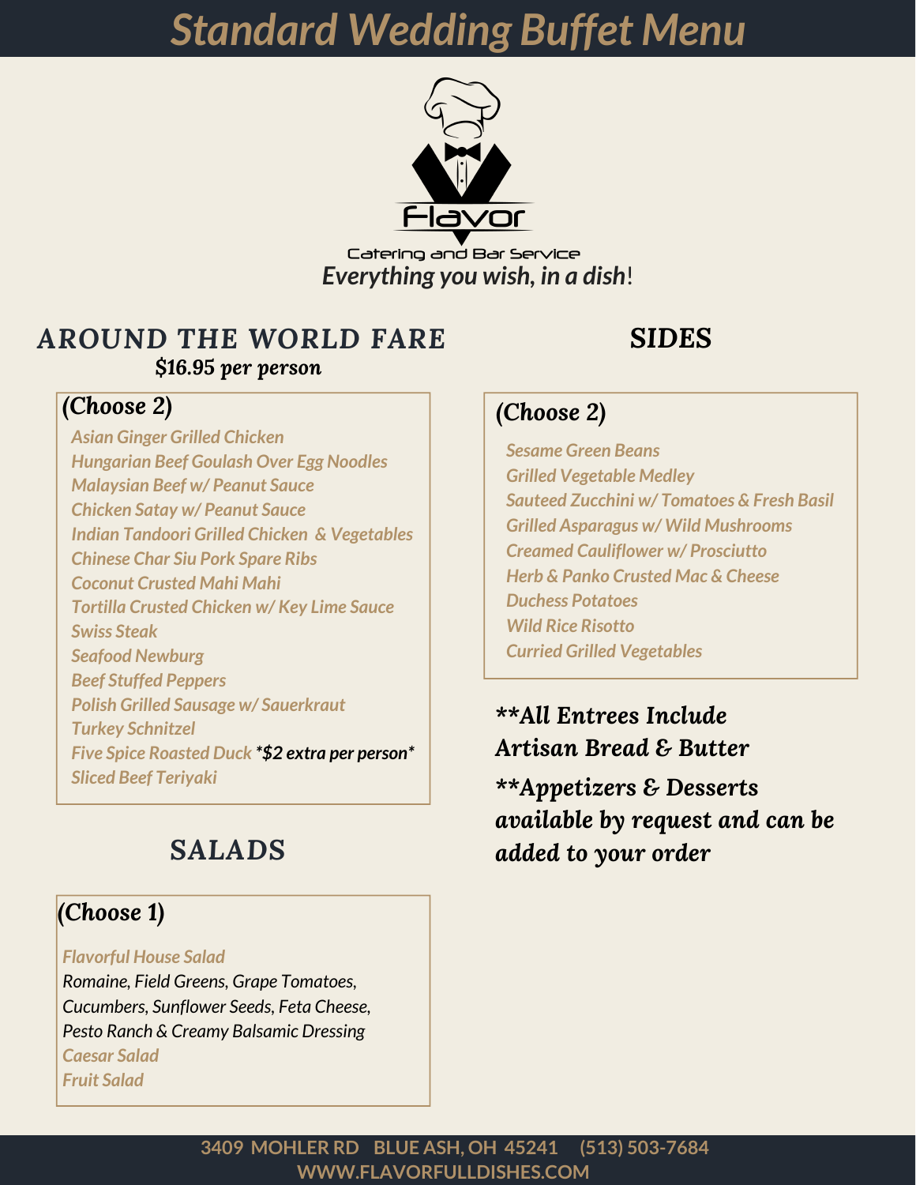# *Standard Wedding Buffet Menu*

Flavor

Catering and Bar Service

***Everything you wish, in a dish*!**

## AROUND THE WORLD FARE

**$16.95 *per person***

***(Choose 2)***

- *Asian Ginger Grilled Chicken*
- *Hungarian Beef Goulash Over Egg Noodles*
- *Malaysian Beef w/ Peanut Sauce*
- *Chicken Satay w/ Peanut Sauce*
- *Indian Tandoori Grilled Chicken & Vegetables*
- *Chinese Char Siu Pork Spare Ribs*
- *Coconut Crusted Mahi Mahi*
- *Tortilla Crusted Chicken w/ Key Lime Sauce*
- *Swiss Steak*
- *Seafood Newburg*
- *Beef Stuffed Peppers*
- *Polish Grilled Sausage w/ Sauerkraut*
- *Turkey Schnitzel*
- *Five Spice Roasted Duck* ***\*$2 extra per person\****
- *Sliced Beef Teriyaki*

## SALADS

***(Choose 1)***

- *Flavorful House Salad*
  *Romaine, Field Greens, Grape Tomatoes, Cucumbers, Sunflower Seeds, Feta Cheese, Pesto Ranch & Creamy Balsamic Dressing*
- *Caesar Salad*
- *Fruit Salad*

## SIDES

***(Choose 2)***

- *Sesame Green Beans*
- *Grilled Vegetable Medley*
- *Sauteed Zucchini w/ Tomatoes & Fresh Basil*
- *Grilled Asparagus w/ Wild Mushrooms*
- *Creamed Cauliflower w/ Prosciutto*
- *Herb & Panko Crusted Mac & Cheese*
- *Duchess Potatoes*
- *Wild Rice Risotto*
- *Curried Grilled Vegetables*

***\*\*All Entrees Include Artisan Bread & Butter***

***\*\*Appetizers & Desserts available by request and can be added to your order***

**3409 MOHLER RD BLUE ASH, OH 45241 (513) 503-7684**
**WWW.FLAVORFULLDISHES.COM**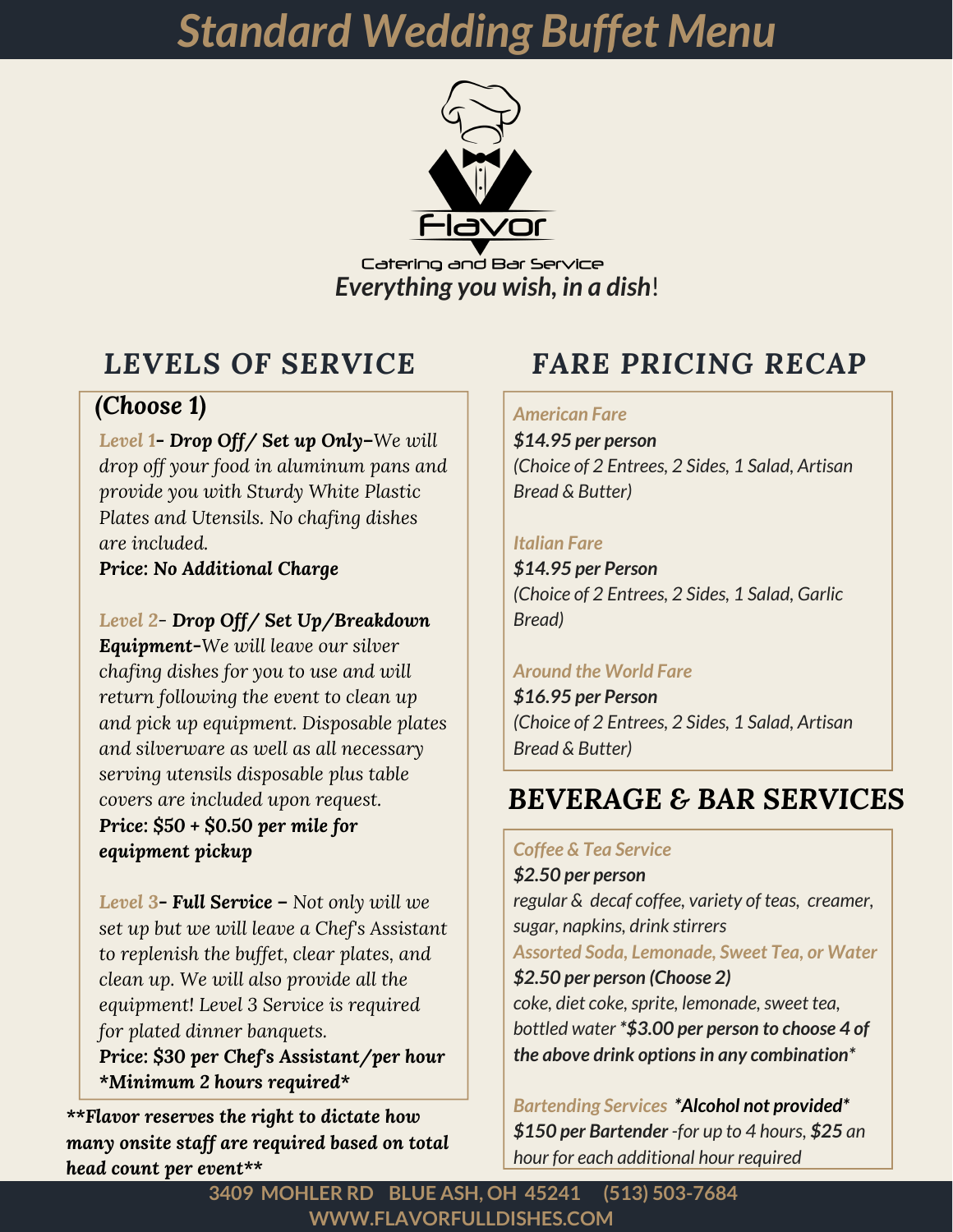# *Standard Wedding Buffet Menu*

Flavor

Catering and Bar Service

***Everything you wish, in a dish!***

## LEVELS OF SERVICE

### *(Choose 1)*

*Level 1**- Drop Off/ Set up Only-**We will drop off your food in aluminum pans and provide you with Sturdy White Plastic Plates and Utensils. No chafing dishes are included.*

**Price: No Additional Charge**

*Level 2- **Drop Off/ Set Up/Breakdown Equipment-**We will leave our silver chafing dishes for you to use and will return following the event to clean up and pick up equipment. Disposable plates and silverware as well as all necessary serving utensils disposable plus table covers are included upon request.*

**Price: $50 + $0.50 *per mile for equipment pickup***

*Level 3**- Full Service –** Not only will we set up but we will leave a Chef's Assistant to replenish the buffet, clear plates, and clean up. We will also provide all the equipment! Level 3 Service is required for plated dinner banquets.*

***Price: $30 per Chef's Assistant/per hour***
***\*Minimum 2 hours required\****

***\*\*Flavor reserves the right to dictate how many onsite staff are required based on total head count per event\*\****

## FARE PRICING RECAP

*American Fare*
***$14.95 per person***
*(Choice of 2 Entrees, 2 Sides, 1 Salad, Artisan Bread & Butter)*

*Italian Fare*
***$14.95 per Person***
*(Choice of 2 Entrees, 2 Sides, 1 Salad, Garlic Bread)*

*Around the World Fare*
***$16.95 per Person***
*(Choice of 2 Entrees, 2 Sides, 1 Salad, Artisan Bread & Butter)*

## BEVERAGE & BAR SERVICES

*Coffee & Tea Service*
***$2.50 per person***
*regular & decaf coffee, variety of teas, creamer, sugar, napkins, drink stirrers*

*Assorted Soda, Lemonade, Sweet Tea, or Water*
***$2.50 per person (Choose 2)***
*coke, diet coke, sprite, lemonade, sweet tea, bottled water* ***\*$3.00 per person to choose 4 of the above drink options in any combination\****

*Bartending Services* ***\*Alcohol not provided\****
***$150 per Bartender*** *-for up to 4 hours,* ***$25*** *an hour for each additional hour required*

**3409 MOHLER RD BLUE ASH, OH 45241 (513) 503-7684**
**WWW.FLAVORFULLDISHES.COM**